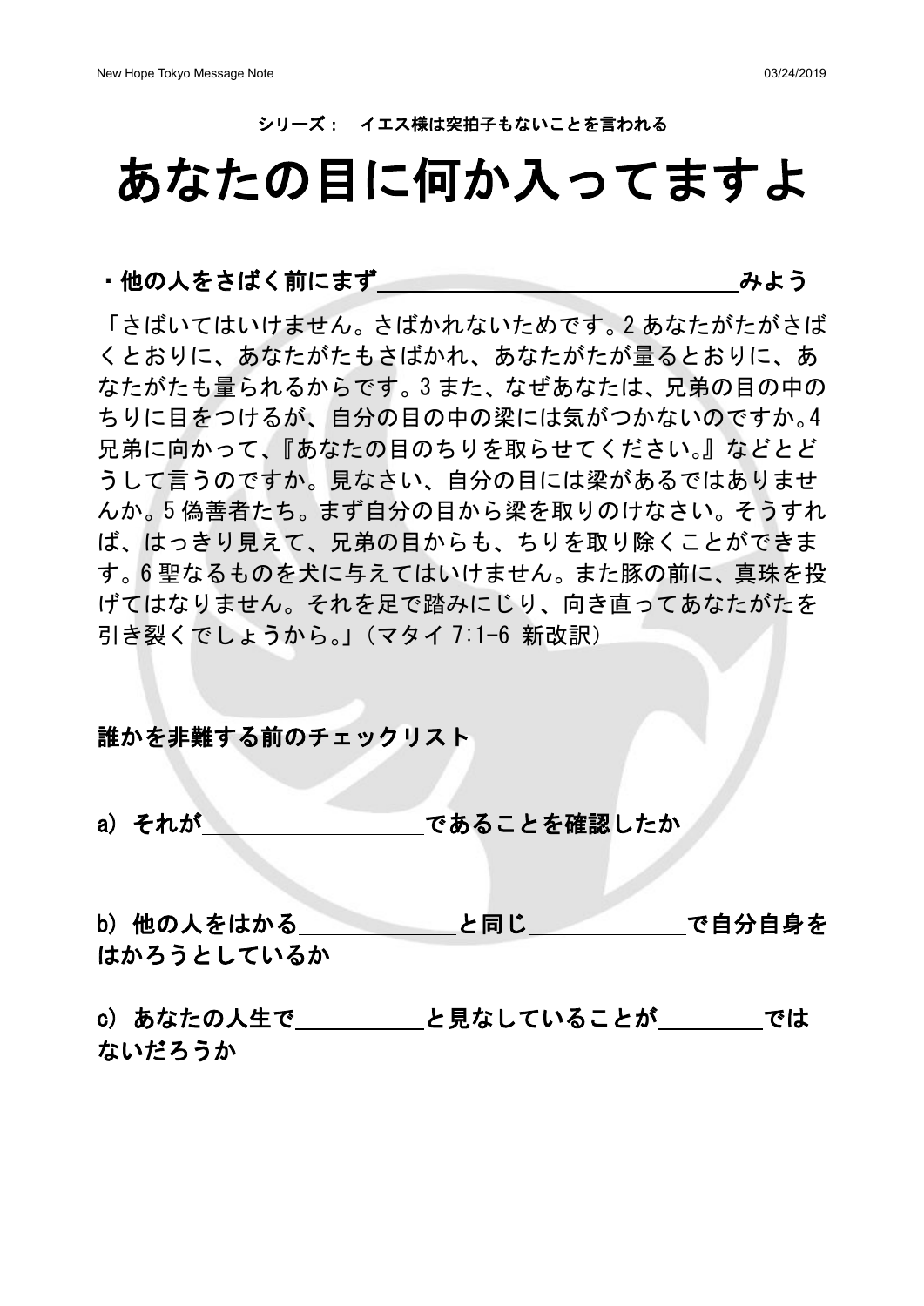シリーズ： イエス様は突拍子もないことを言われる

# あなたの目に何か入ってますよ

**・他の人をさばく前にまず\_\_\_\_\_\_\_\_\_\_\_\_\_\_\_\_\_\_\_\_\_\_\_\_\_\_\_\_\_\_みよう**

「さばいてはいけません。さばかれないためです。2 あなたがたがさばくとおりに、あなたがたもさばかれ、あなたがたが量るとおりに、あなたがたも量られるからです。3 また、なぜあなたは、兄弟の目の中のちりに目をつけるが、自分の目の中の梁には気がつかないのですか。4 兄弟に向かって、『あなたの目のちりを取らせてください。』などとどうして言うのですか。見なさい、自分の目には梁があるではありませんか。5 偽善者たち。まず自分の目から梁を取りのけなさい。そうすれば、はっきり見えて、兄弟の目からも、ちりを取り除くことができます。6 聖なるものを犬に与えてはいけません。また豚の前に、真珠を投げてはなりません。それを足で踏みにじり、向き直ってあなたがたを引き裂くでしょうから。」（マタイ 7:1-6 新改訳）

**誰かを非難する前のチェックリスト**

**a) それが\_\_\_\_\_\_\_\_\_\_\_\_\_\_\_\_\_\_であることを確認したか**

**b) 他の人をはかる\_\_\_\_\_\_\_\_\_\_\_\_\_と同じ\_\_\_\_\_\_\_\_\_\_\_\_\_で自分自身をはかろうとしているか**

**c) あなたの人生で\_\_\_\_\_\_\_\_\_\_と見なしていることが\_\_\_\_\_\_\_\_ではないだろうか**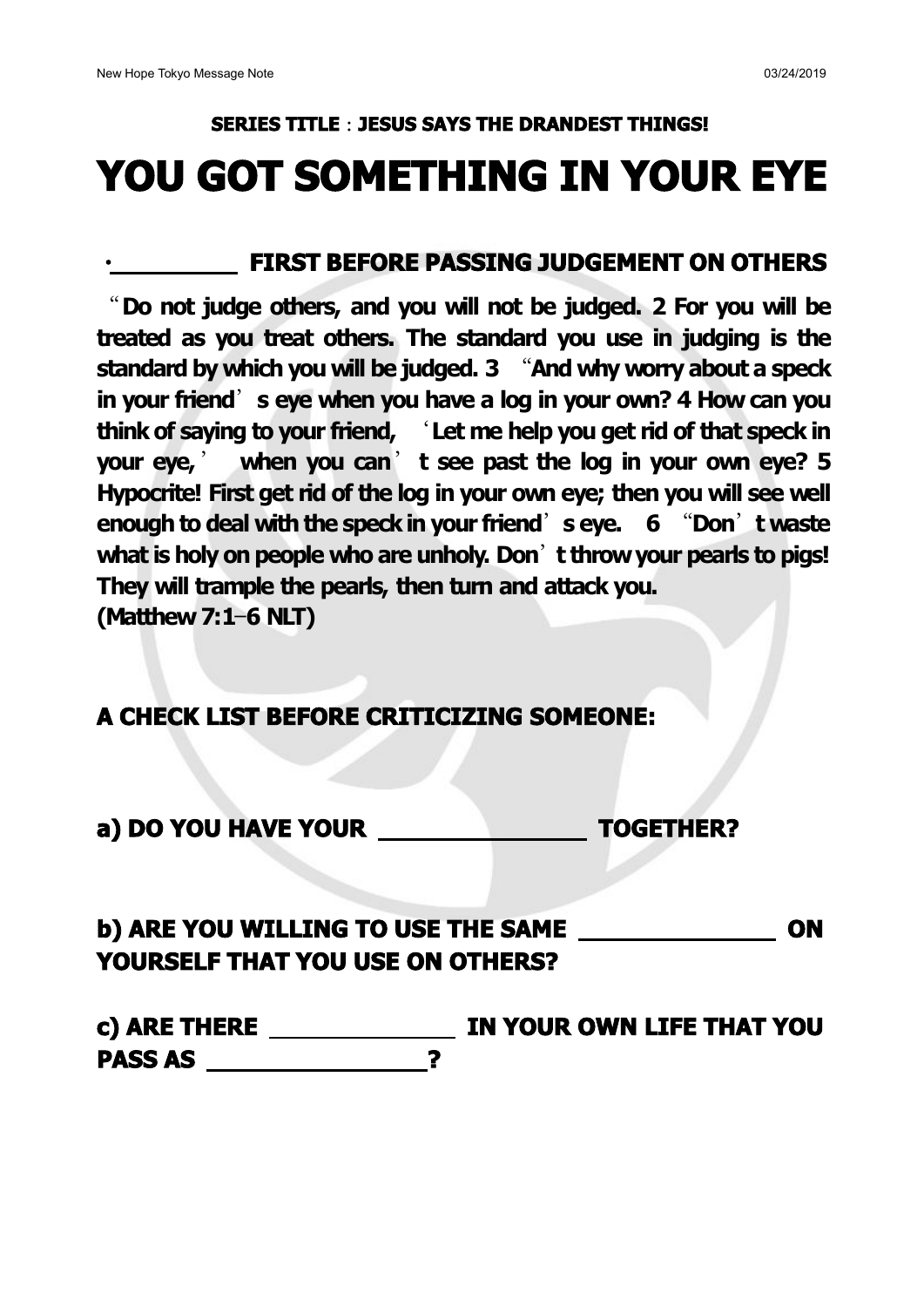**SERIES TITLE：JESUS SAYS THE DRANDEST THINGS!**

# YOU GOT SOMETHING IN YOUR EYE

## • __________ FIRST BEFORE PASSING JUDGEMENT ON OTHERS

**“Do not judge others, and you will not be judged. 2 For you will be treated as you treat others. The standard you use in judging is the standard by which you will be judged. 3 “And why worry about a speck in your friend’s eye when you have a log in your own? 4 How can you think of saying to your friend, ‘Let me help you get rid of that speck in your eye,’ when you can’t see past the log in your own eye? 5 Hypocrite! First get rid of the log in your own eye; then you will see well enough to deal with the speck in your friend’s eye. 6 “Don’t waste what is holy on people who are unholy. Don’t throw your pearls to pigs! They will trample the pearls, then turn and attack you. (Matthew 7:1–6 NLT)**

## A CHECK LIST BEFORE CRITICIZING SOMEONE:

**a) DO YOU HAVE YOUR ______________ TOGETHER?**

**b) ARE YOU WILLING TO USE THE SAME ______________ ON YOURSELF THAT YOU USE ON OTHERS?**

**c) ARE THERE ______________ IN YOUR OWN LIFE THAT YOU PASS AS ______________?**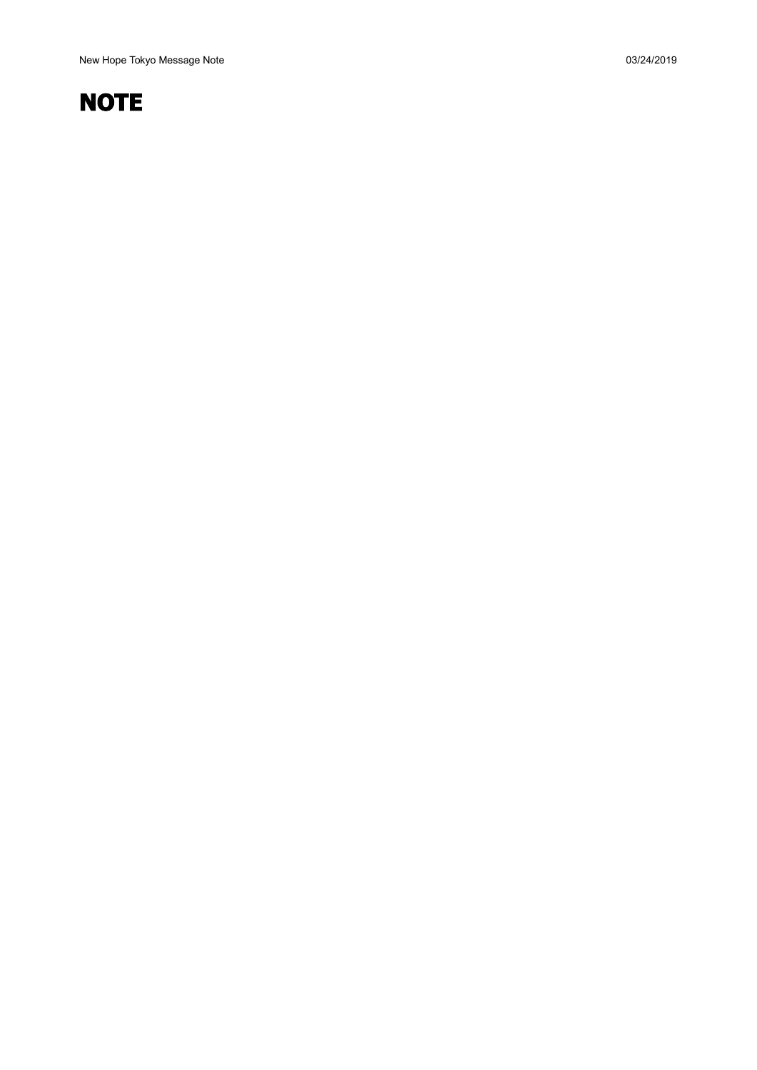# NOTE